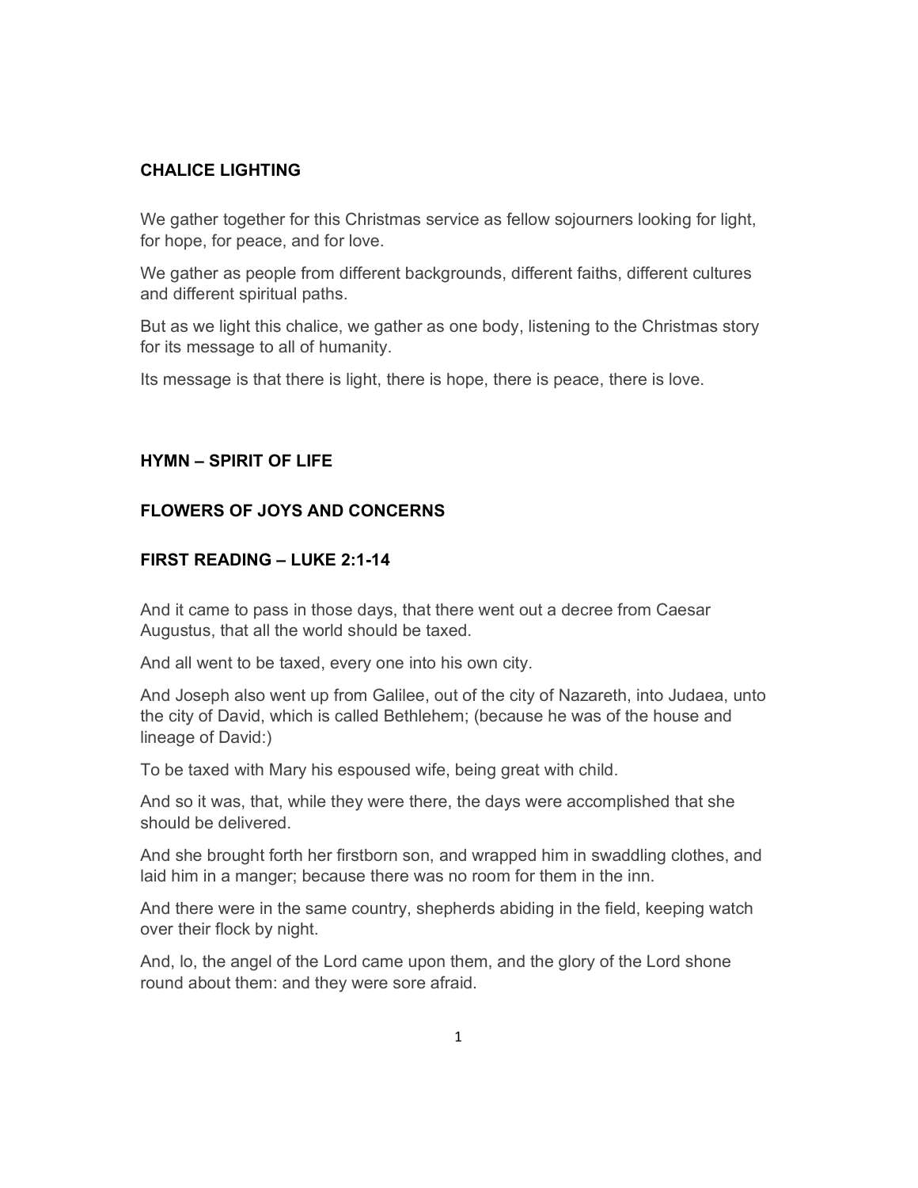## CHALICE LIGHTING

We gather together for this Christmas service as fellow sojourners looking for light, for hope, for peace, and for love.

We gather as people from different backgrounds, different faiths, different cultures and different spiritual paths.

But as we light this chalice, we gather as one body, listening to the Christmas story for its message to all of humanity.

Its message is that there is light, there is hope, there is peace, there is love.

## HYMN – SPIRIT OF LIFE

## FLOWERS OF JOYS AND CONCERNS

## FIRST READING – LUKE 2:1-14

And it came to pass in those days, that there went out a decree from Caesar Augustus, that all the world should be taxed.

And all went to be taxed, every one into his own city.

And Joseph also went up from Galilee, out of the city of Nazareth, into Judaea, unto the city of David, which is called Bethlehem; (because he was of the house and lineage of David:)

To be taxed with Mary his espoused wife, being great with child.

And so it was, that, while they were there, the days were accomplished that she should be delivered.

And she brought forth her firstborn son, and wrapped him in swaddling clothes, and laid him in a manger; because there was no room for them in the inn.

And there were in the same country, shepherds abiding in the field, keeping watch over their flock by night.

And, lo, the angel of the Lord came upon them, and the glory of the Lord shone round about them: and they were sore afraid.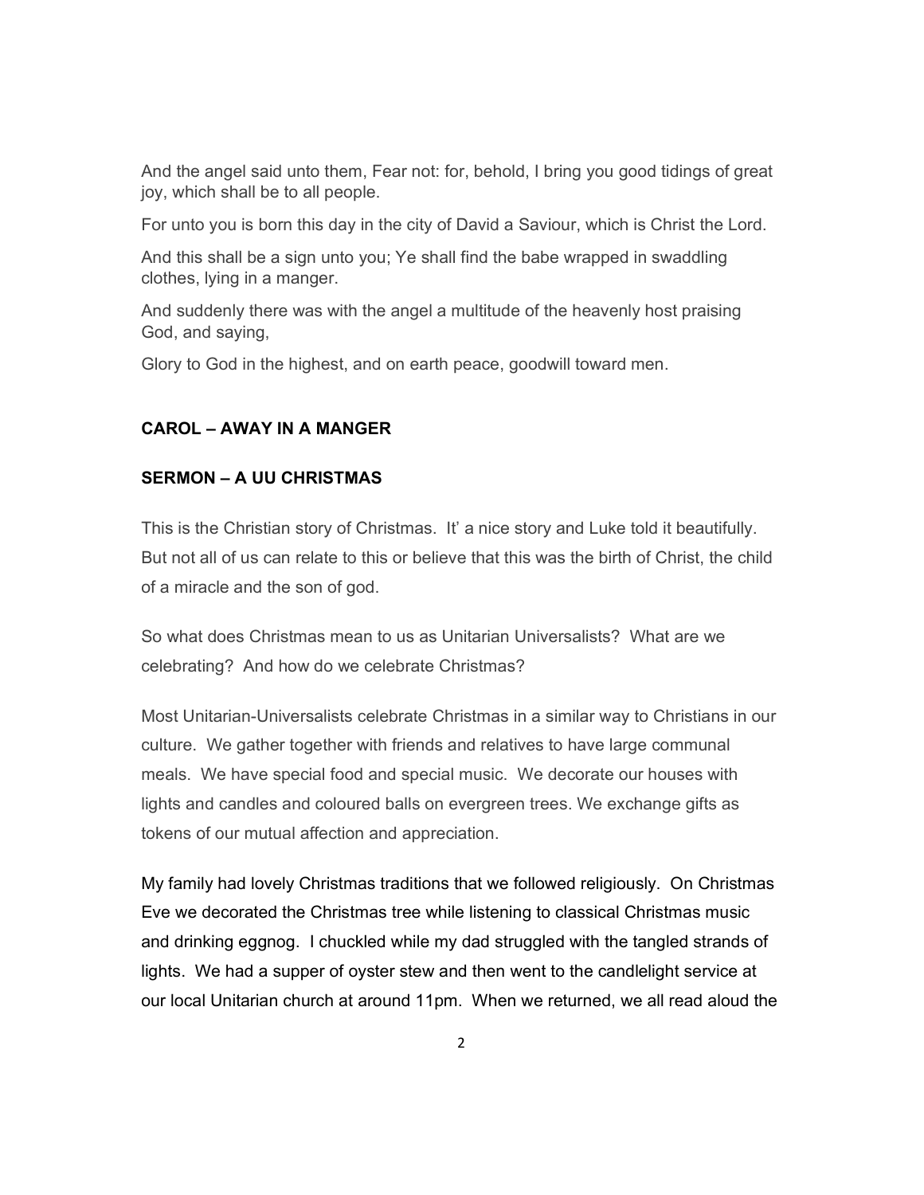And the angel said unto them, Fear not: for, behold, I bring you good tidings of great joy, which shall be to all people.

For unto you is born this day in the city of David a Saviour, which is Christ the Lord.

And this shall be a sign unto you; Ye shall find the babe wrapped in swaddling clothes, lying in a manger.

And suddenly there was with the angel a multitude of the heavenly host praising God, and saying,

Glory to God in the highest, and on earth peace, goodwill toward men.

**CAROL – AWAY IN A MANGER**

**SERMON – A UU CHRISTMAS**

This is the Christian story of Christmas. It' a nice story and Luke told it beautifully. But not all of us can relate to this or believe that this was the birth of Christ, the child of a miracle and the son of god.

So what does Christmas mean to us as Unitarian Universalists? What are we celebrating? And how do we celebrate Christmas?

Most Unitarian-Universalists celebrate Christmas in a similar way to Christians in our culture. We gather together with friends and relatives to have large communal meals. We have special food and special music. We decorate our houses with lights and candles and coloured balls on evergreen trees. We exchange gifts as tokens of our mutual affection and appreciation.

My family had lovely Christmas traditions that we followed religiously. On Christmas Eve we decorated the Christmas tree while listening to classical Christmas music and drinking eggnog. I chuckled while my dad struggled with the tangled strands of lights. We had a supper of oyster stew and then went to the candlelight service at our local Unitarian church at around 11pm. When we returned, we all read aloud the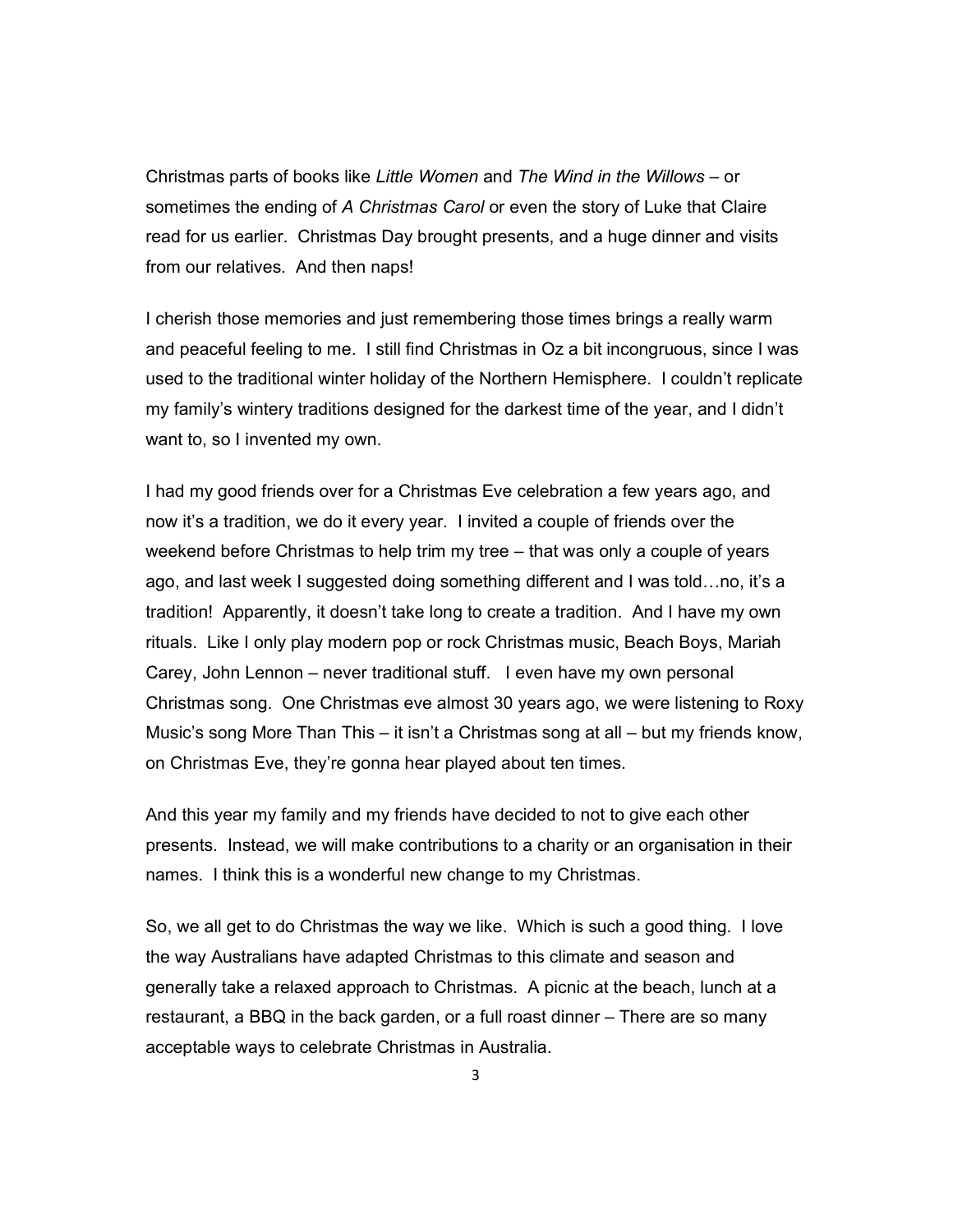Christmas parts of books like *Little Women* and *The Wind in the Willows* – or sometimes the ending of *A Christmas Carol* or even the story of Luke that Claire read for us earlier. Christmas Day brought presents, and a huge dinner and visits from our relatives. And then naps!

I cherish those memories and just remembering those times brings a really warm and peaceful feeling to me. I still find Christmas in Oz a bit incongruous, since I was used to the traditional winter holiday of the Northern Hemisphere. I couldn't replicate my family's wintery traditions designed for the darkest time of the year, and I didn't want to, so I invented my own.

I had my good friends over for a Christmas Eve celebration a few years ago, and now it's a tradition, we do it every year. I invited a couple of friends over the weekend before Christmas to help trim my tree – that was only a couple of years ago, and last week I suggested doing something different and I was told…no, it's a tradition! Apparently, it doesn't take long to create a tradition. And I have my own rituals. Like I only play modern pop or rock Christmas music, Beach Boys, Mariah Carey, John Lennon – never traditional stuff. I even have my own personal Christmas song. One Christmas eve almost 30 years ago, we were listening to Roxy Music's song More Than This – it isn't a Christmas song at all – but my friends know, on Christmas Eve, they're gonna hear played about ten times.

And this year my family and my friends have decided to not to give each other presents. Instead, we will make contributions to a charity or an organisation in their names. I think this is a wonderful new change to my Christmas.

So, we all get to do Christmas the way we like. Which is such a good thing. I love the way Australians have adapted Christmas to this climate and season and generally take a relaxed approach to Christmas. A picnic at the beach, lunch at a restaurant, a BBQ in the back garden, or a full roast dinner – There are so many acceptable ways to celebrate Christmas in Australia.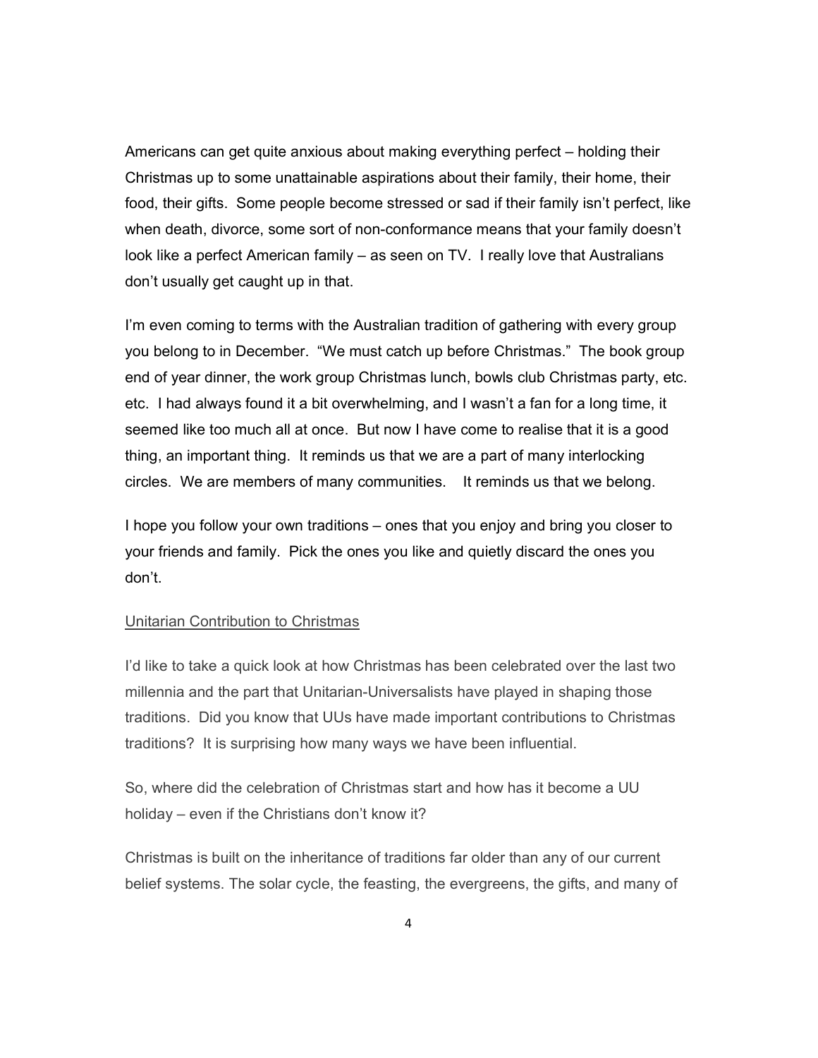Americans can get quite anxious about making everything perfect – holding their Christmas up to some unattainable aspirations about their family, their home, their food, their gifts. Some people become stressed or sad if their family isn't perfect, like when death, divorce, some sort of non-conformance means that your family doesn't look like a perfect American family – as seen on TV. I really love that Australians don't usually get caught up in that.

I'm even coming to terms with the Australian tradition of gathering with every group you belong to in December. "We must catch up before Christmas." The book group end of year dinner, the work group Christmas lunch, bowls club Christmas party, etc. etc. I had always found it a bit overwhelming, and I wasn't a fan for a long time, it seemed like too much all at once. But now I have come to realise that it is a good thing, an important thing. It reminds us that we are a part of many interlocking circles. We are members of many communities. It reminds us that we belong.

I hope you follow your own traditions – ones that you enjoy and bring you closer to your friends and family. Pick the ones you like and quietly discard the ones you don't.

<u>Unitarian Contribution to Christmas</u>

I'd like to take a quick look at how Christmas has been celebrated over the last two millennia and the part that Unitarian-Universalists have played in shaping those traditions. Did you know that UUs have made important contributions to Christmas traditions? It is surprising how many ways we have been influential.

So, where did the celebration of Christmas start and how has it become a UU holiday – even if the Christians don't know it?

Christmas is built on the inheritance of traditions far older than any of our current belief systems. The solar cycle, the feasting, the evergreens, the gifts, and many of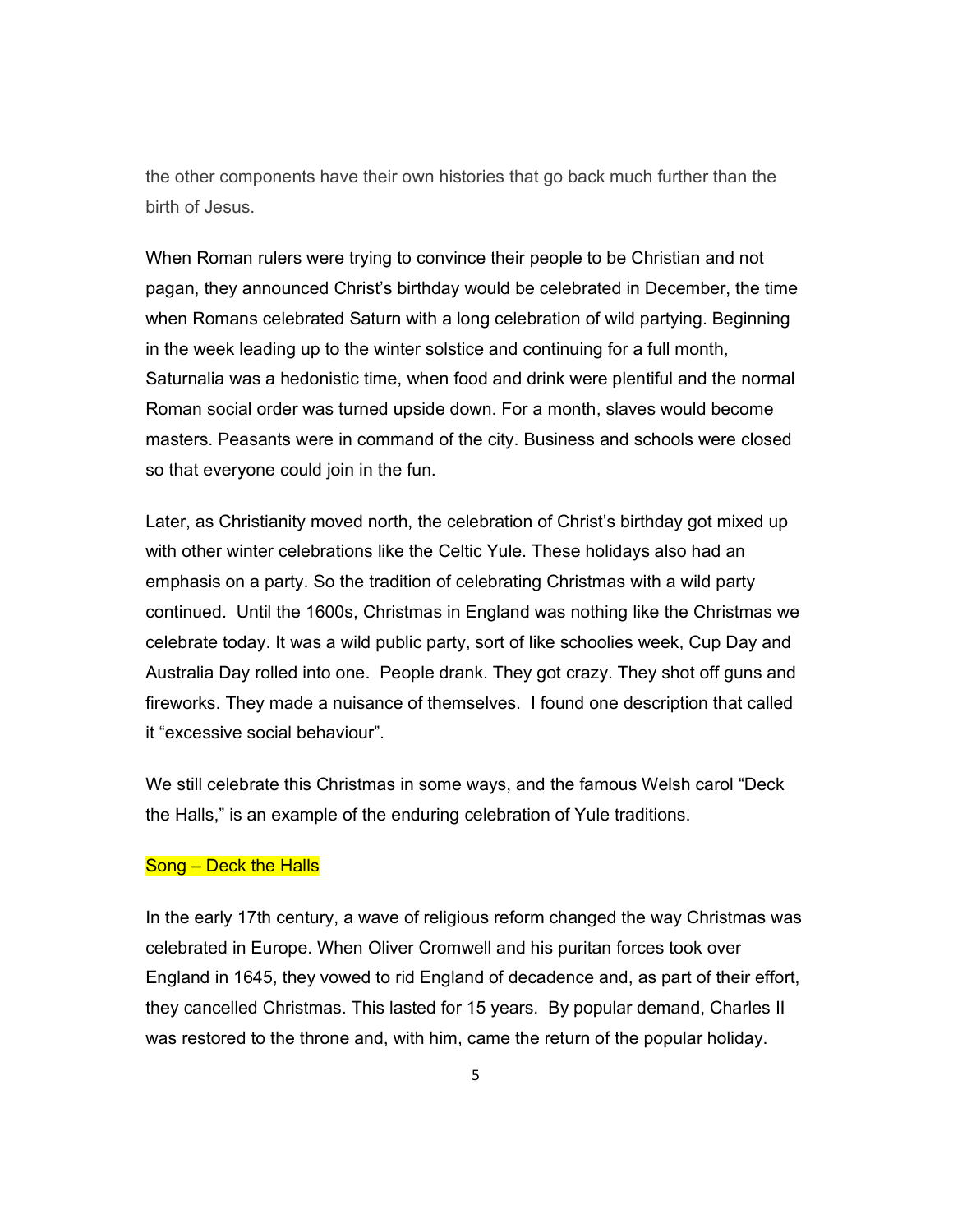the other components have their own histories that go back much further than the birth of Jesus.

When Roman rulers were trying to convince their people to be Christian and not pagan, they announced Christ's birthday would be celebrated in December, the time when Romans celebrated Saturn with a long celebration of wild partying. Beginning in the week leading up to the winter solstice and continuing for a full month, Saturnalia was a hedonistic time, when food and drink were plentiful and the normal Roman social order was turned upside down. For a month, slaves would become masters. Peasants were in command of the city. Business and schools were closed so that everyone could join in the fun.

Later, as Christianity moved north, the celebration of Christ's birthday got mixed up with other winter celebrations like the Celtic Yule. These holidays also had an emphasis on a party. So the tradition of celebrating Christmas with a wild party continued. Until the 1600s, Christmas in England was nothing like the Christmas we celebrate today. It was a wild public party, sort of like schoolies week, Cup Day and Australia Day rolled into one. People drank. They got crazy. They shot off guns and fireworks. They made a nuisance of themselves. I found one description that called it "excessive social behaviour".

We still celebrate this Christmas in some ways, and the famous Welsh carol "Deck the Halls," is an example of the enduring celebration of Yule traditions.

Song – Deck the Halls

In the early 17th century, a wave of religious reform changed the way Christmas was celebrated in Europe. When Oliver Cromwell and his puritan forces took over England in 1645, they vowed to rid England of decadence and, as part of their effort, they cancelled Christmas. This lasted for 15 years. By popular demand, Charles II was restored to the throne and, with him, came the return of the popular holiday.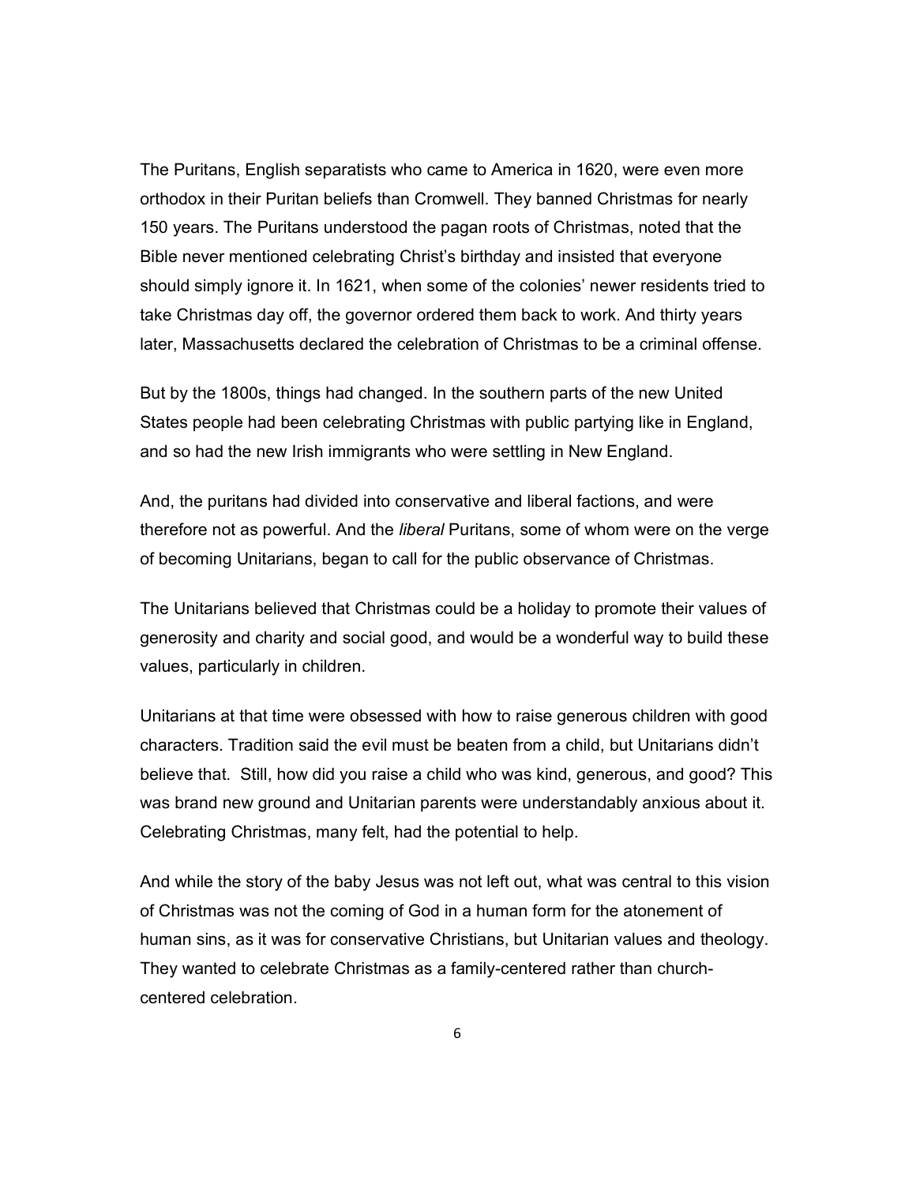The Puritans, English separatists who came to America in 1620, were even more orthodox in their Puritan beliefs than Cromwell. They banned Christmas for nearly 150 years. The Puritans understood the pagan roots of Christmas, noted that the Bible never mentioned celebrating Christ's birthday and insisted that everyone should simply ignore it. In 1621, when some of the colonies' newer residents tried to take Christmas day off, the governor ordered them back to work. And thirty years later, Massachusetts declared the celebration of Christmas to be a criminal offense.

But by the 1800s, things had changed. In the southern parts of the new United States people had been celebrating Christmas with public partying like in England, and so had the new Irish immigrants who were settling in New England.

And, the puritans had divided into conservative and liberal factions, and were therefore not as powerful. And the *liberal* Puritans, some of whom were on the verge of becoming Unitarians, began to call for the public observance of Christmas.

The Unitarians believed that Christmas could be a holiday to promote their values of generosity and charity and social good, and would be a wonderful way to build these values, particularly in children.

Unitarians at that time were obsessed with how to raise generous children with good characters. Tradition said the evil must be beaten from a child, but Unitarians didn't believe that. Still, how did you raise a child who was kind, generous, and good? This was brand new ground and Unitarian parents were understandably anxious about it. Celebrating Christmas, many felt, had the potential to help.

And while the story of the baby Jesus was not left out, what was central to this vision of Christmas was not the coming of God in a human form for the atonement of human sins, as it was for conservative Christians, but Unitarian values and theology. They wanted to celebrate Christmas as a family-centered rather than church-centered celebration.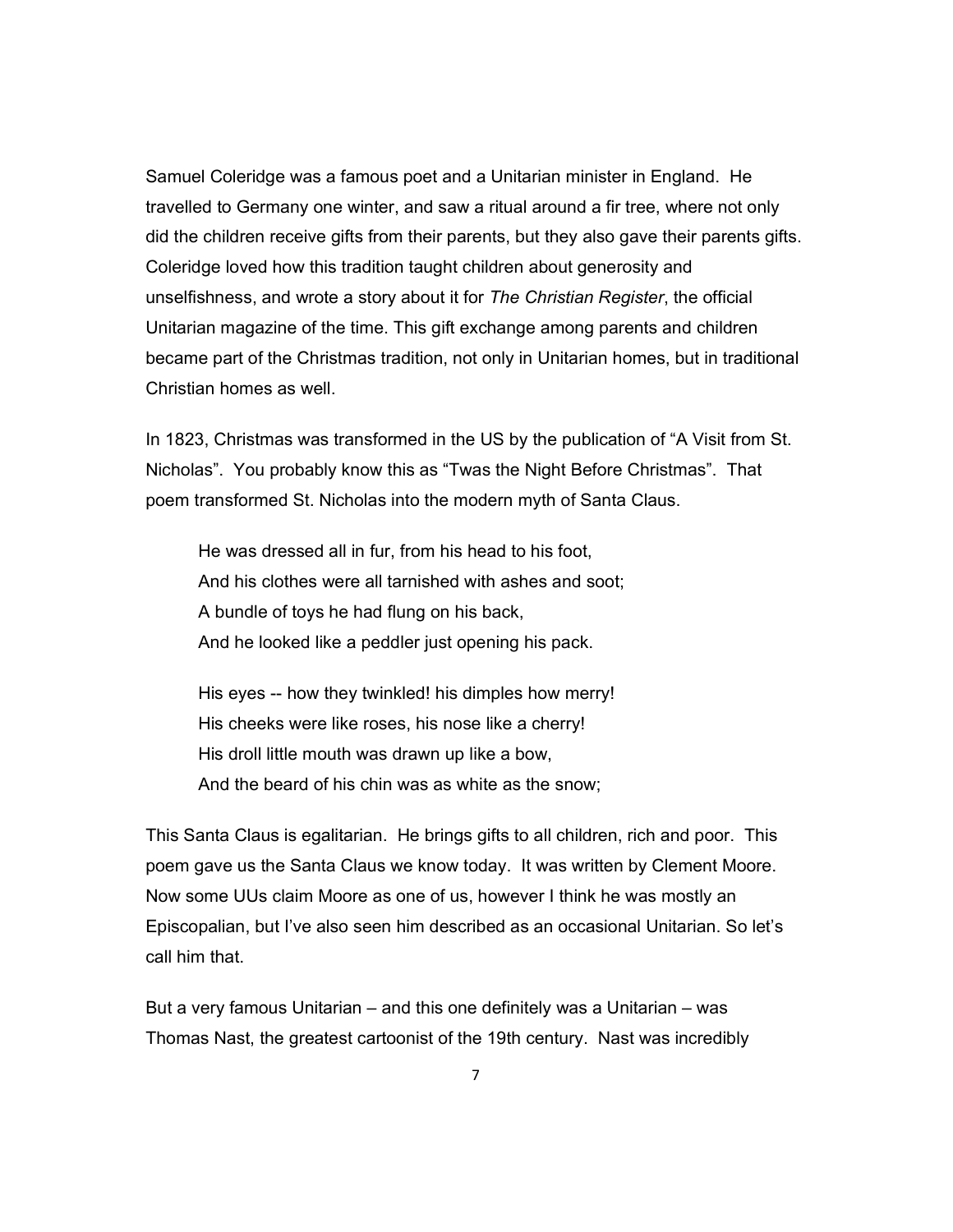Samuel Coleridge was a famous poet and a Unitarian minister in England. He travelled to Germany one winter, and saw a ritual around a fir tree, where not only did the children receive gifts from their parents, but they also gave their parents gifts. Coleridge loved how this tradition taught children about generosity and unselfishness, and wrote a story about it for *The Christian Register*, the official Unitarian magazine of the time. This gift exchange among parents and children became part of the Christmas tradition, not only in Unitarian homes, but in traditional Christian homes as well.

In 1823, Christmas was transformed in the US by the publication of "A Visit from St. Nicholas". You probably know this as "Twas the Night Before Christmas". That poem transformed St. Nicholas into the modern myth of Santa Claus.

> He was dressed all in fur, from his head to his foot,
> And his clothes were all tarnished with ashes and soot;
> A bundle of toys he had flung on his back,
> And he looked like a peddler just opening his pack.
>
> His eyes -- how they twinkled! his dimples how merry!
> His cheeks were like roses, his nose like a cherry!
> His droll little mouth was drawn up like a bow,
> And the beard of his chin was as white as the snow;

This Santa Claus is egalitarian. He brings gifts to all children, rich and poor. This poem gave us the Santa Claus we know today. It was written by Clement Moore. Now some UUs claim Moore as one of us, however I think he was mostly an Episcopalian, but I've also seen him described as an occasional Unitarian. So let's call him that.

But a very famous Unitarian – and this one definitely was a Unitarian – was Thomas Nast, the greatest cartoonist of the 19th century. Nast was incredibly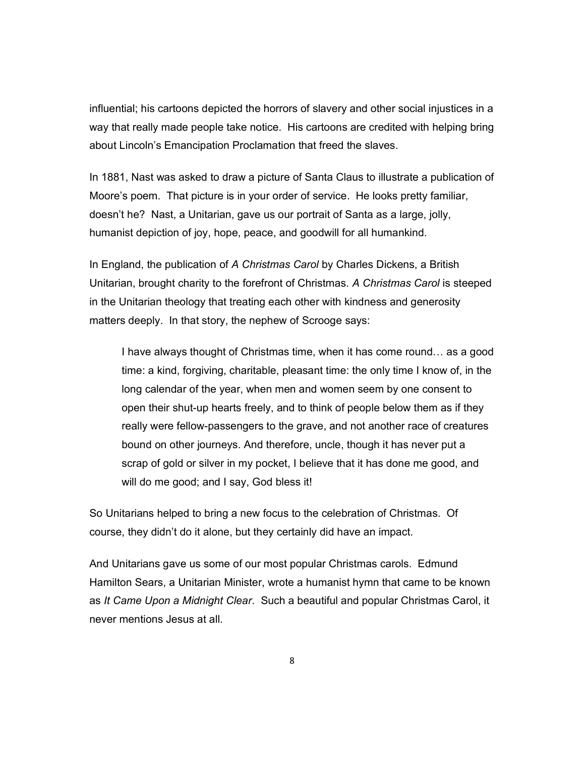influential; his cartoons depicted the horrors of slavery and other social injustices in a way that really made people take notice. His cartoons are credited with helping bring about Lincoln's Emancipation Proclamation that freed the slaves.

In 1881, Nast was asked to draw a picture of Santa Claus to illustrate a publication of Moore's poem. That picture is in your order of service. He looks pretty familiar, doesn't he? Nast, a Unitarian, gave us our portrait of Santa as a large, jolly, humanist depiction of joy, hope, peace, and goodwill for all humankind.

In England, the publication of *A Christmas Carol* by Charles Dickens, a British Unitarian, brought charity to the forefront of Christmas. *A Christmas Carol* is steeped in the Unitarian theology that treating each other with kindness and generosity matters deeply. In that story, the nephew of Scrooge says:

> I have always thought of Christmas time, when it has come round… as a good time: a kind, forgiving, charitable, pleasant time: the only time I know of, in the long calendar of the year, when men and women seem by one consent to open their shut-up hearts freely, and to think of people below them as if they really were fellow-passengers to the grave, and not another race of creatures bound on other journeys. And therefore, uncle, though it has never put a scrap of gold or silver in my pocket, I believe that it has done me good, and will do me good; and I say, God bless it!

So Unitarians helped to bring a new focus to the celebration of Christmas. Of course, they didn't do it alone, but they certainly did have an impact.

And Unitarians gave us some of our most popular Christmas carols. Edmund Hamilton Sears, a Unitarian Minister, wrote a humanist hymn that came to be known as *It Came Upon a Midnight Clear*. Such a beautiful and popular Christmas Carol, it never mentions Jesus at all.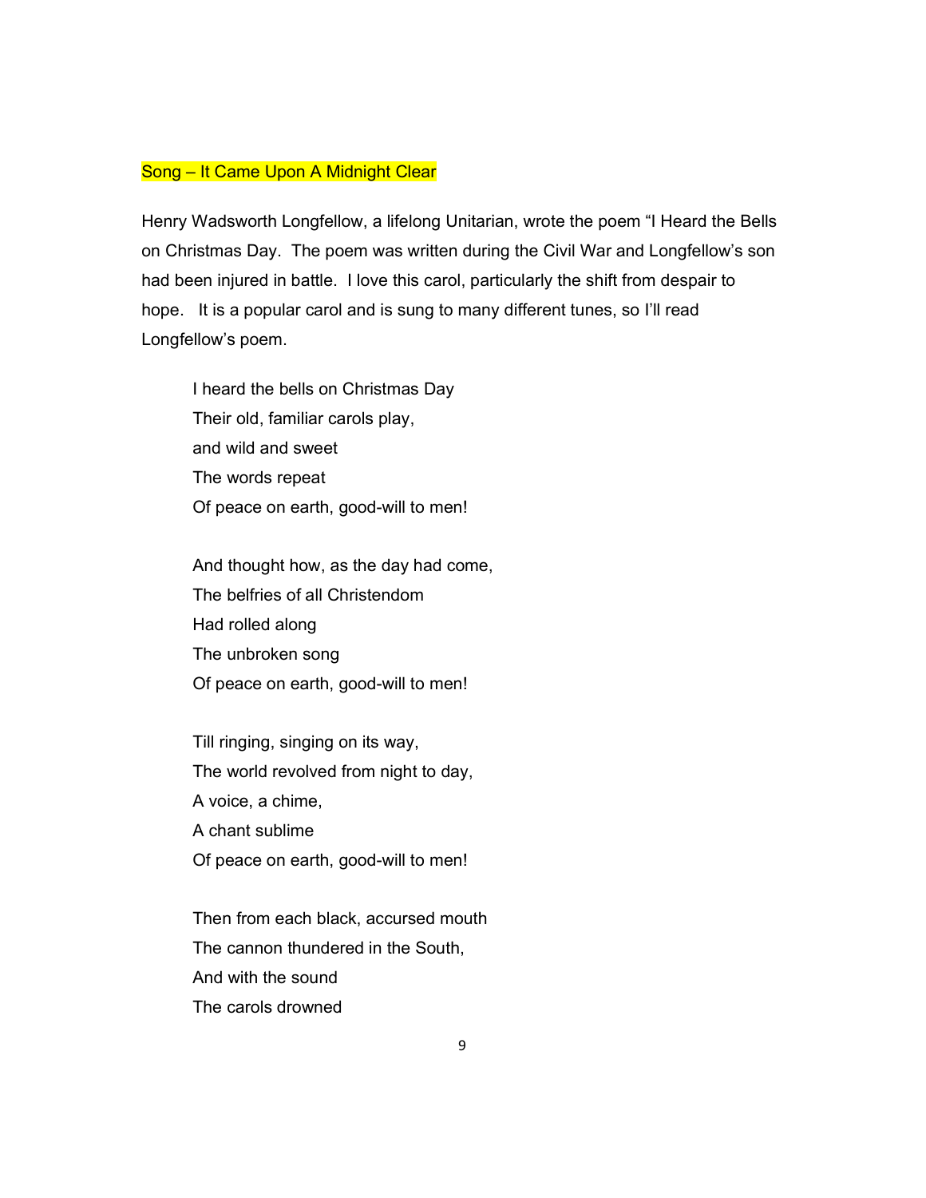Song – It Came Upon A Midnight Clear

Henry Wadsworth Longfellow, a lifelong Unitarian, wrote the poem "I Heard the Bells on Christmas Day. The poem was written during the Civil War and Longfellow's son had been injured in battle. I love this carol, particularly the shift from despair to hope. It is a popular carol and is sung to many different tunes, so I'll read Longfellow's poem.

> I heard the bells on Christmas Day
> Their old, familiar carols play,
> and wild and sweet
> The words repeat
> Of peace on earth, good-will to men!
>
> And thought how, as the day had come,
> The belfries of all Christendom
> Had rolled along
> The unbroken song
> Of peace on earth, good-will to men!
>
> Till ringing, singing on its way,
> The world revolved from night to day,
> A voice, a chime,
> A chant sublime
> Of peace on earth, good-will to men!
>
> Then from each black, accursed mouth
> The cannon thundered in the South,
> And with the sound
> The carols drowned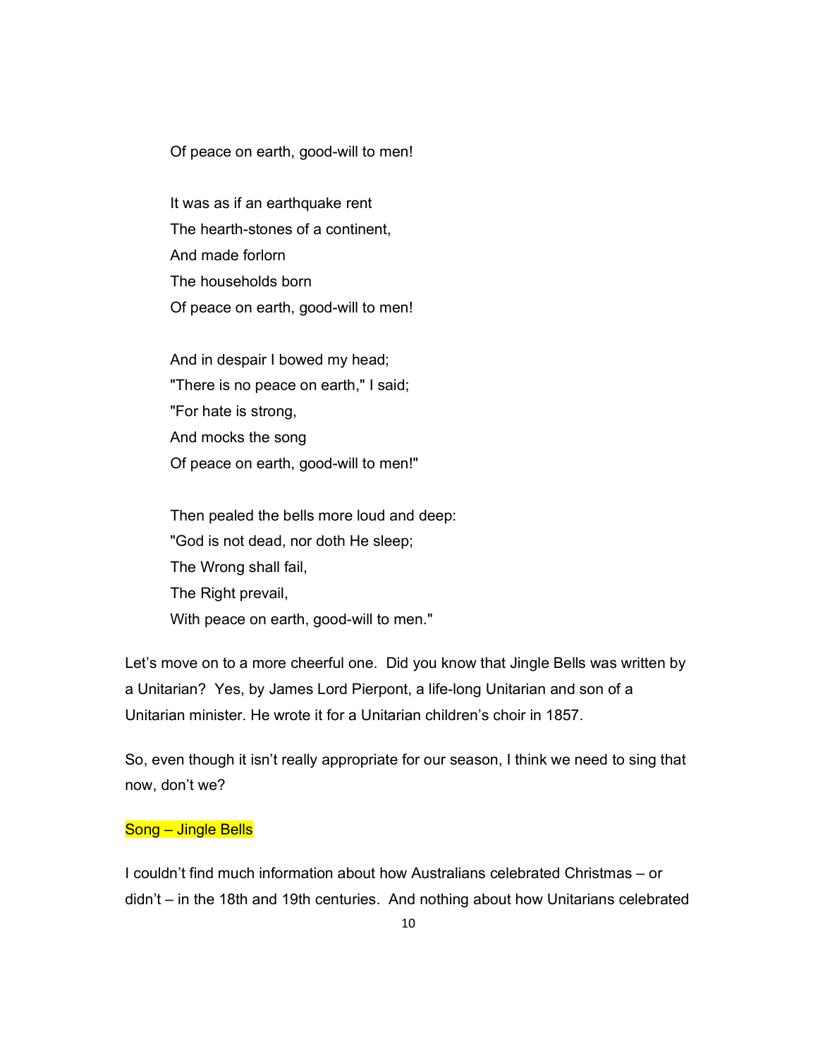Of peace on earth, good-will to men!

It was as if an earthquake rent  
The hearth-stones of a continent,  
And made forlorn  
The households born  
Of peace on earth, good-will to men!

And in despair I bowed my head;  
"There is no peace on earth," I said;  
"For hate is strong,  
And mocks the song  
Of peace on earth, good-will to men!"

Then pealed the bells more loud and deep:  
"God is not dead, nor doth He sleep;  
The Wrong shall fail,  
The Right prevail,  
With peace on earth, good-will to men."

Let's move on to a more cheerful one. Did you know that Jingle Bells was written by a Unitarian? Yes, by James Lord Pierpont, a life-long Unitarian and son of a Unitarian minister. He wrote it for a Unitarian children's choir in 1857.

So, even though it isn't really appropriate for our season, I think we need to sing that now, don't we?

Song – Jingle Bells

I couldn't find much information about how Australians celebrated Christmas – or didn't – in the 18th and 19th centuries. And nothing about how Unitarians celebrated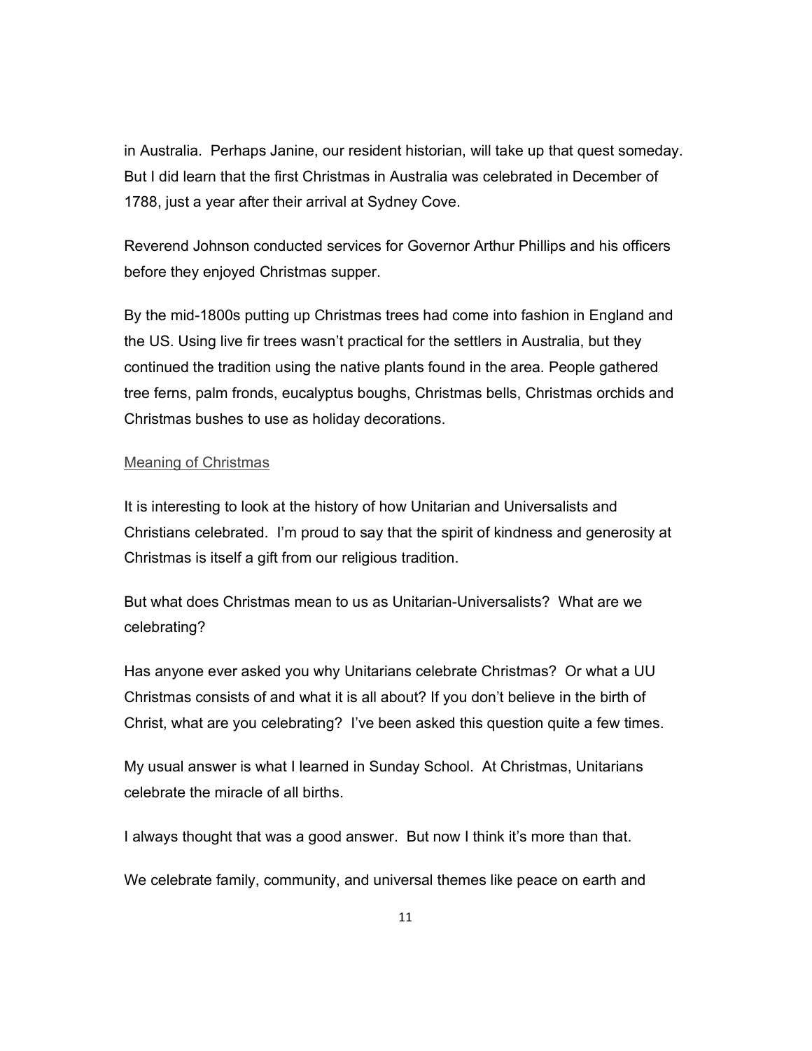in Australia. Perhaps Janine, our resident historian, will take up that quest someday. But I did learn that the first Christmas in Australia was celebrated in December of 1788, just a year after their arrival at Sydney Cove.

Reverend Johnson conducted services for Governor Arthur Phillips and his officers before they enjoyed Christmas supper.

By the mid-1800s putting up Christmas trees had come into fashion in England and the US. Using live fir trees wasn't practical for the settlers in Australia, but they continued the tradition using the native plants found in the area. People gathered tree ferns, palm fronds, eucalyptus boughs, Christmas bells, Christmas orchids and Christmas bushes to use as holiday decorations.

## Meaning of Christmas

It is interesting to look at the history of how Unitarian and Universalists and Christians celebrated. I'm proud to say that the spirit of kindness and generosity at Christmas is itself a gift from our religious tradition.

But what does Christmas mean to us as Unitarian-Universalists? What are we celebrating?

Has anyone ever asked you why Unitarians celebrate Christmas? Or what a UU Christmas consists of and what it is all about? If you don't believe in the birth of Christ, what are you celebrating? I've been asked this question quite a few times.

My usual answer is what I learned in Sunday School. At Christmas, Unitarians celebrate the miracle of all births.

I always thought that was a good answer. But now I think it's more than that.

We celebrate family, community, and universal themes like peace on earth and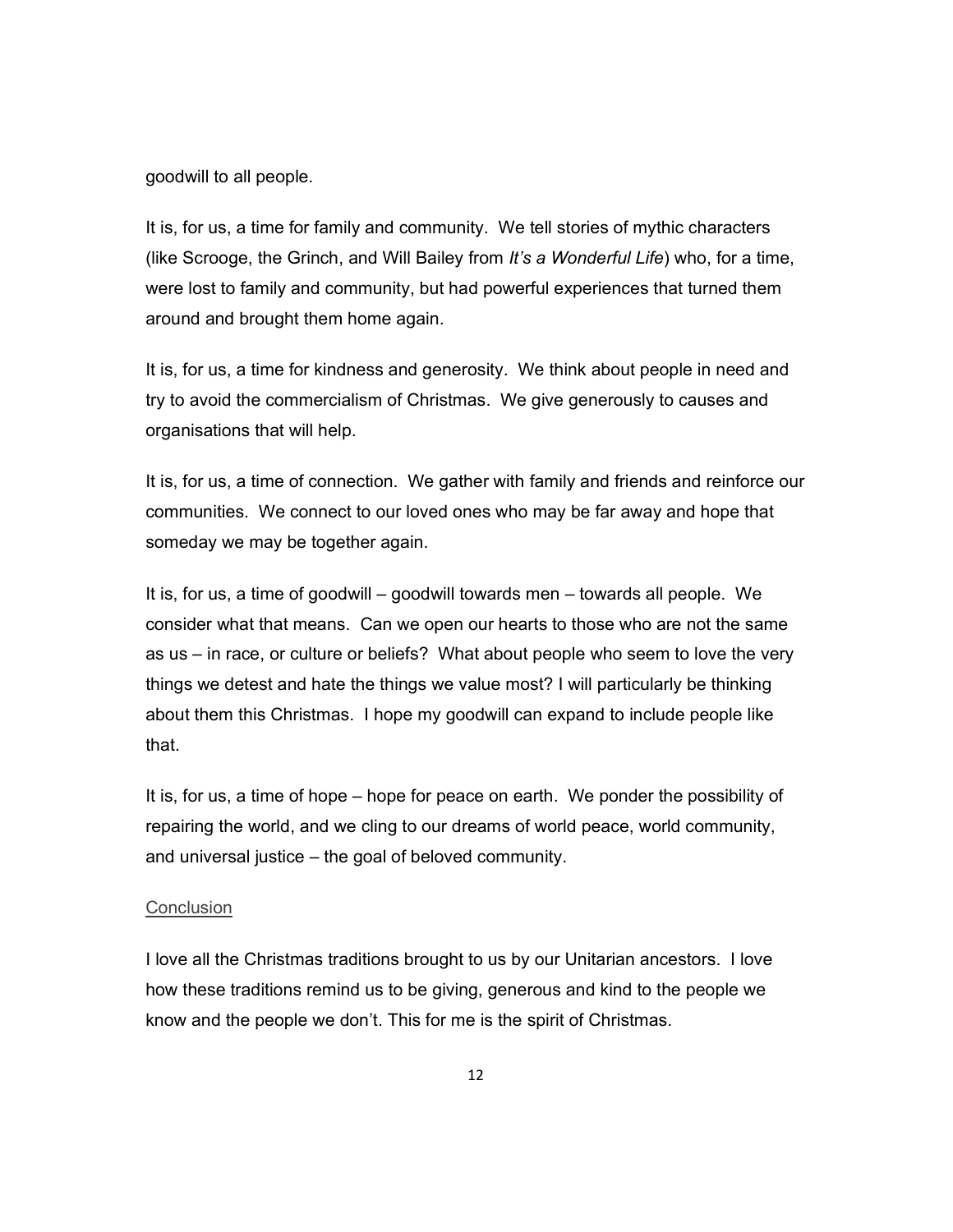goodwill to all people.

It is, for us, a time for family and community. We tell stories of mythic characters (like Scrooge, the Grinch, and Will Bailey from *It's a Wonderful Life*) who, for a time, were lost to family and community, but had powerful experiences that turned them around and brought them home again.

It is, for us, a time for kindness and generosity. We think about people in need and try to avoid the commercialism of Christmas. We give generously to causes and organisations that will help.

It is, for us, a time of connection. We gather with family and friends and reinforce our communities. We connect to our loved ones who may be far away and hope that someday we may be together again.

It is, for us, a time of goodwill – goodwill towards men – towards all people. We consider what that means. Can we open our hearts to those who are not the same as us – in race, or culture or beliefs? What about people who seem to love the very things we detest and hate the things we value most? I will particularly be thinking about them this Christmas. I hope my goodwill can expand to include people like that.

It is, for us, a time of hope – hope for peace on earth. We ponder the possibility of repairing the world, and we cling to our dreams of world peace, world community, and universal justice – the goal of beloved community.

## Conclusion

I love all the Christmas traditions brought to us by our Unitarian ancestors. I love how these traditions remind us to be giving, generous and kind to the people we know and the people we don't. This for me is the spirit of Christmas.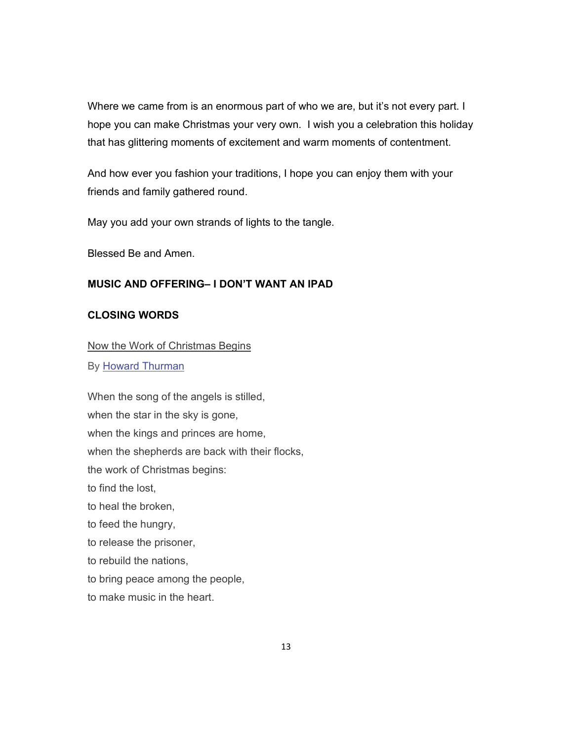Where we came from is an enormous part of who we are, but it's not every part. I hope you can make Christmas your very own. I wish you a celebration this holiday that has glittering moments of excitement and warm moments of contentment.

And how ever you fashion your traditions, I hope you can enjoy them with your friends and family gathered round.

May you add your own strands of lights to the tangle.

Blessed Be and Amen.

**MUSIC AND OFFERING– I DON'T WANT AN IPAD**

**CLOSING WORDS**

Now the Work of Christmas Begins

By Howard Thurman

When the song of the angels is stilled,
when the star in the sky is gone,
when the kings and princes are home,
when the shepherds are back with their flocks,
the work of Christmas begins:
to find the lost,
to heal the broken,
to feed the hungry,
to release the prisoner,
to rebuild the nations,
to bring peace among the people,
to make music in the heart.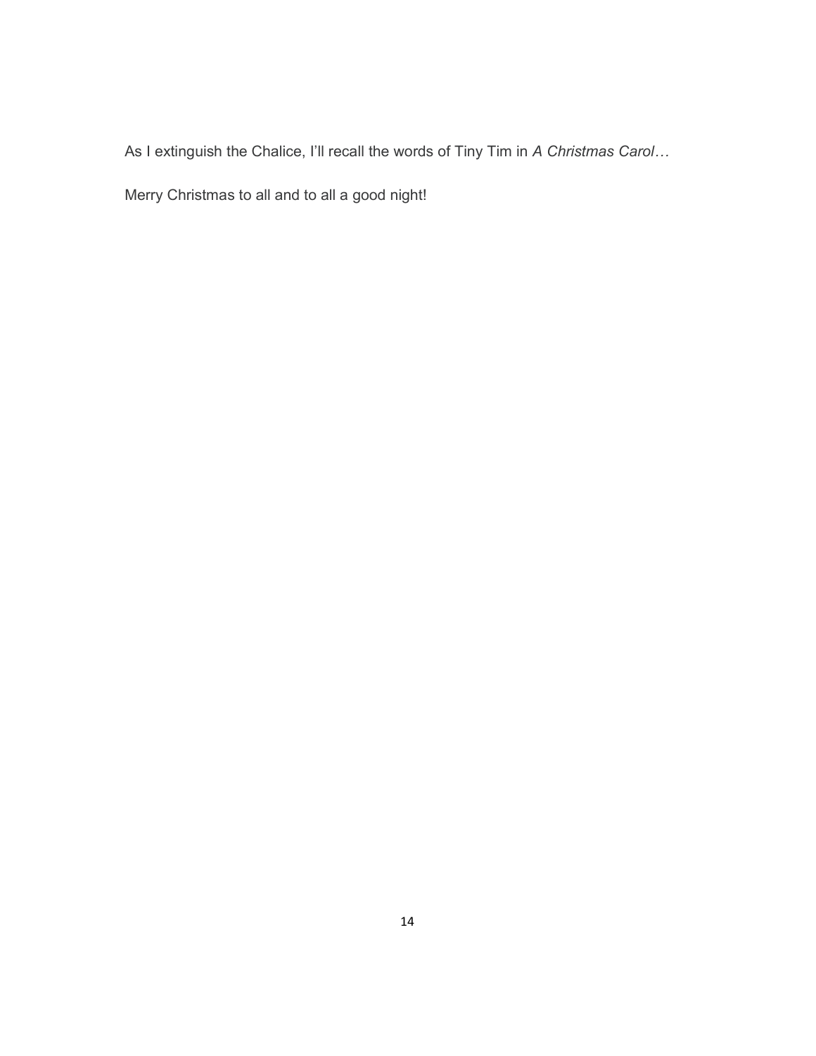As I extinguish the Chalice, I'll recall the words of Tiny Tim in *A Christmas Carol…*

Merry Christmas to all and to all a good night!